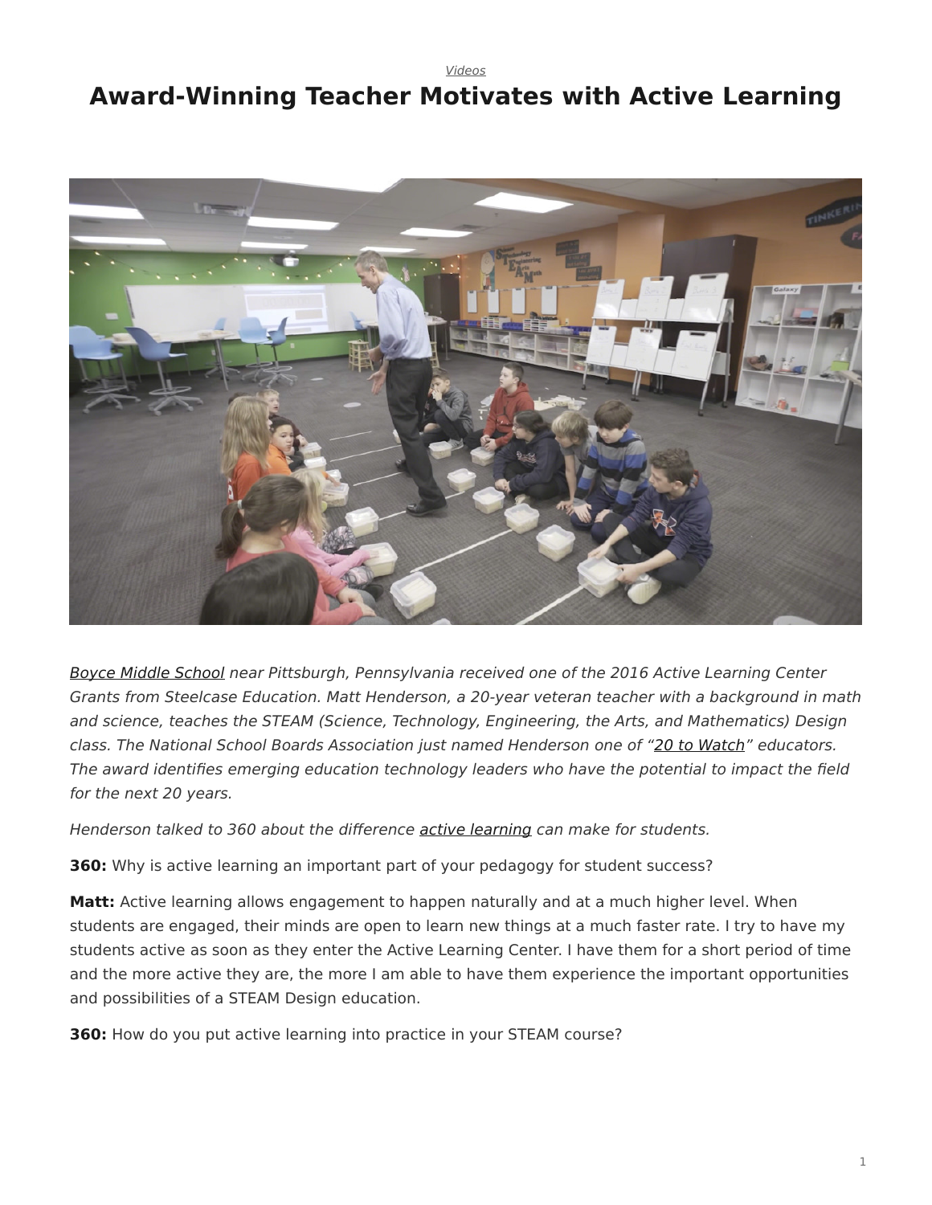*Videos*

# Award-Winning Teacher Motivates with Active Learning

*Boyce Middle School near Pittsburgh, Pennsylvania received one of the 2016 Active Learning Center Grants from Steelcase Education. Matt Henderson, a 20-year veteran teacher with a background in math and science, teaches the STEAM (Science, Technology, Engineering, the Arts, and Mathematics) Design class. The National School Boards Association just named Henderson one of "20 to Watch" educators. The award identifies emerging education technology leaders who have the potential to impact the field for the next 20 years.*

*Henderson talked to 360 about the difference active learning can make for students.*

**360:** Why is active learning an important part of your pedagogy for student success?

**Matt:** Active learning allows engagement to happen naturally and at a much higher level. When students are engaged, their minds are open to learn new things at a much faster rate. I try to have my students active as soon as they enter the Active Learning Center. I have them for a short period of time and the more active they are, the more I am able to have them experience the important opportunities and possibilities of a STEAM Design education.

**360:** How do you put active learning into practice in your STEAM course?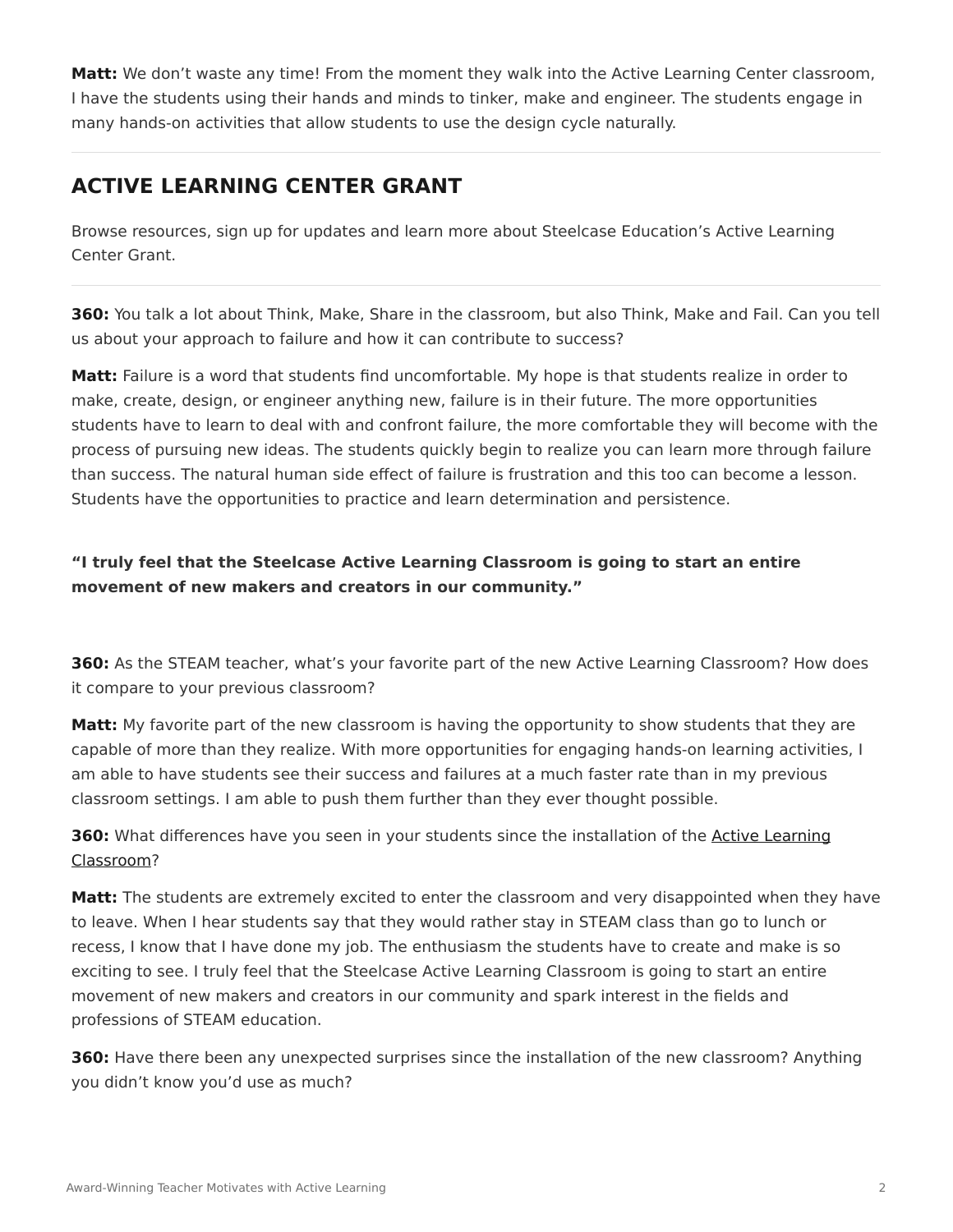**Matt:** We don't waste any time! From the moment they walk into the Active Learning Center classroom, I have the students using their hands and minds to tinker, make and engineer. The students engage in many hands-on activities that allow students to use the design cycle naturally.

---

## ACTIVE LEARNING CENTER GRANT

Browse resources, sign up for updates and learn more about Steelcase Education's Active Learning Center Grant.

---

**360:** You talk a lot about Think, Make, Share in the classroom, but also Think, Make and Fail. Can you tell us about your approach to failure and how it can contribute to success?

**Matt:** Failure is a word that students find uncomfortable. My hope is that students realize in order to make, create, design, or engineer anything new, failure is in their future. The more opportunities students have to learn to deal with and confront failure, the more comfortable they will become with the process of pursuing new ideas. The students quickly begin to realize you can learn more through failure than success. The natural human side effect of failure is frustration and this too can become a lesson. Students have the opportunities to practice and learn determination and persistence.

**"I truly feel that the Steelcase Active Learning Classroom is going to start an entire movement of new makers and creators in our community."**

**360:** As the STEAM teacher, what's your favorite part of the new Active Learning Classroom? How does it compare to your previous classroom?

**Matt:** My favorite part of the new classroom is having the opportunity to show students that they are capable of more than they realize. With more opportunities for engaging hands-on learning activities, I am able to have students see their success and failures at a much faster rate than in my previous classroom settings. I am able to push them further than they ever thought possible.

**360:** What differences have you seen in your students since the installation of the Active Learning Classroom?

**Matt:** The students are extremely excited to enter the classroom and very disappointed when they have to leave. When I hear students say that they would rather stay in STEAM class than go to lunch or recess, I know that I have done my job. The enthusiasm the students have to create and make is so exciting to see. I truly feel that the Steelcase Active Learning Classroom is going to start an entire movement of new makers and creators in our community and spark interest in the fields and professions of STEAM education.

**360:** Have there been any unexpected surprises since the installation of the new classroom? Anything you didn't know you'd use as much?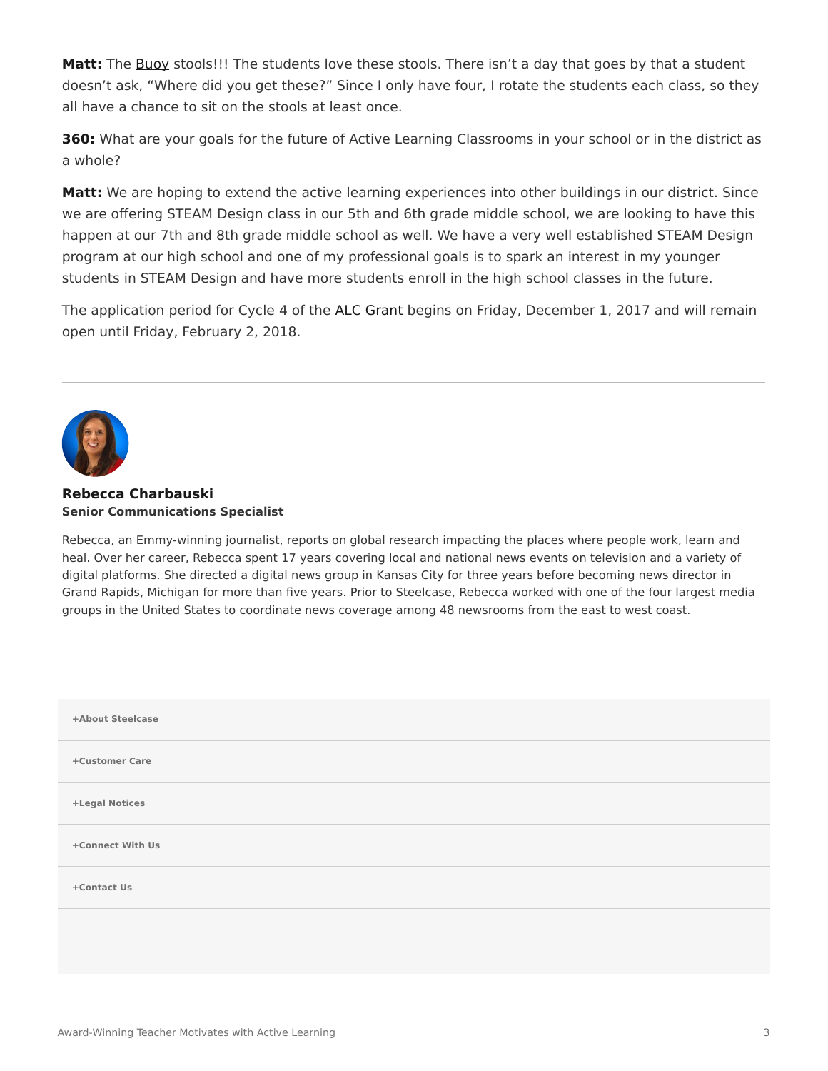**Matt:** The Buoy stools!!! The students love these stools. There isn't a day that goes by that a student doesn't ask, "Where did you get these?" Since I only have four, I rotate the students each class, so they all have a chance to sit on the stools at least once.

**360:** What are your goals for the future of Active Learning Classrooms in your school or in the district as a whole?

**Matt:** We are hoping to extend the active learning experiences into other buildings in our district. Since we are offering STEAM Design class in our 5th and 6th grade middle school, we are looking to have this happen at our 7th and 8th grade middle school as well. We have a very well established STEAM Design program at our high school and one of my professional goals is to spark an interest in my younger students in STEAM Design and have more students enroll in the high school classes in the future.

The application period for Cycle 4 of the ALC Grant begins on Friday, December 1, 2017 and will remain open until Friday, February 2, 2018.

---

**Rebecca Charbauski**
**Senior Communications Specialist**

Rebecca, an Emmy-winning journalist, reports on global research impacting the places where people work, learn and heal. Over her career, Rebecca spent 17 years covering local and national news events on television and a variety of digital platforms. She directed a digital news group in Kansas City for three years before becoming news director in Grand Rapids, Michigan for more than five years. Prior to Steelcase, Rebecca worked with one of the four largest media groups in the United States to coordinate news coverage among 48 newsrooms from the east to west coast.

+About Steelcase

+Customer Care

+Legal Notices

+Connect With Us

+Contact Us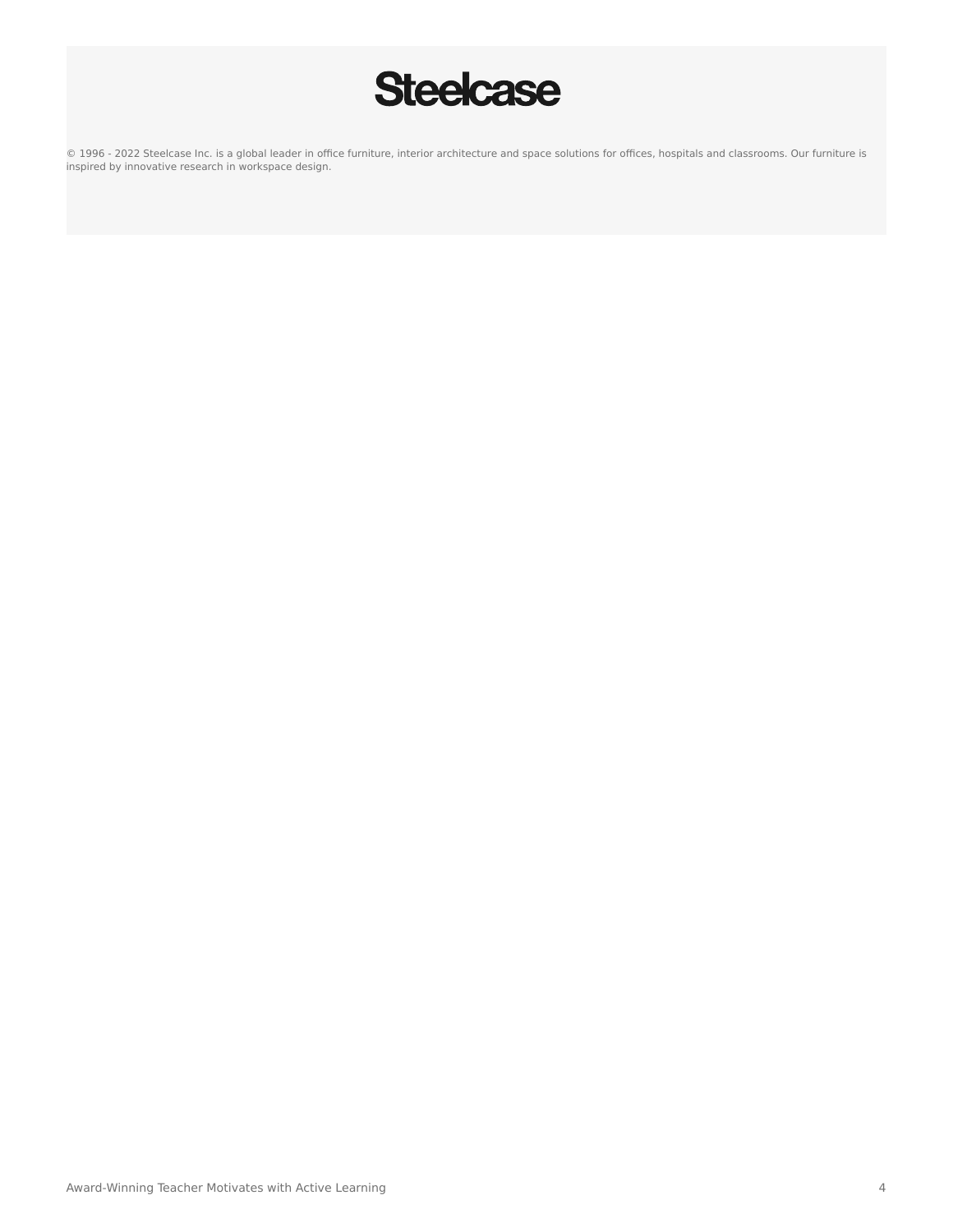Steelcase

© 1996 - 2022 Steelcase Inc. is a global leader in office furniture, interior architecture and space solutions for offices, hospitals and classrooms. Our furniture is inspired by innovative research in workspace design.